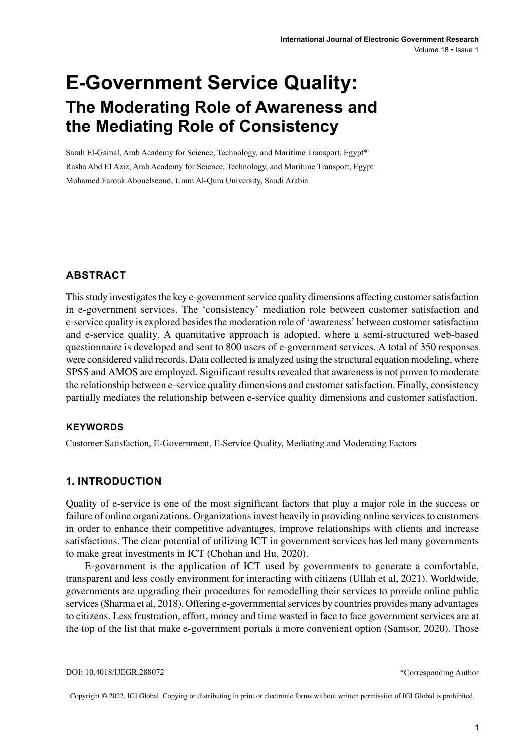# E-Government Service Quality:

## The Moderating Role of Awareness and the Mediating Role of Consistency

Sarah El-Gamal, Arab Academy for Science, Technology, and Maritime Transport, Egypt*

Rasha Abd El Aziz, Arab Academy for Science, Technology, and Maritime Transport, Egypt

Mohamed Farouk Abouelseoud, Umm Al-Qura University, Saudi Arabia

### ABSTRACT

This study investigates the key e-government service quality dimensions affecting customer satisfaction in e-government services. The 'consistency' mediation role between customer satisfaction and e-service quality is explored besides the moderation role of 'awareness' between customer satisfaction and e-service quality. A quantitative approach is adopted, where a semi-structured web-based questionnaire is developed and sent to 800 users of e-government services. A total of 350 responses were considered valid records. Data collected is analyzed using the structural equation modeling, where SPSS and AMOS are employed. Significant results revealed that awareness is not proven to moderate the relationship between e-service quality dimensions and customer satisfaction. Finally, consistency partially mediates the relationship between e-service quality dimensions and customer satisfaction.

### KEYWORDS

Customer Satisfaction, E-Government, E-Service Quality, Mediating and Moderating Factors

### 1. INTRODUCTION

Quality of e-service is one of the most significant factors that play a major role in the success or failure of online organizations. Organizations invest heavily in providing online services to customers in order to enhance their competitive advantages, improve relationships with clients and increase satisfactions. The clear potential of utilizing ICT in government services has led many governments to make great investments in ICT (Chohan and Hu, 2020).

E-government is the application of ICT used by governments to generate a comfortable, transparent and less costly environment for interacting with citizens (Ullah et al, 2021). Worldwide, governments are upgrading their procedures for remodelling their services to provide online public services (Sharma et al, 2018). Offering e-governmental services by countries provides many advantages to citizens. Less frustration, effort, money and time wasted in face to face government services are at the top of the list that make e-government portals a more convenient option (Samsor, 2020). Those

DOI: 10.4018/IJEGR.288072

*Corresponding Author

Copyright © 2022, IGI Global. Copying or distributing in print or electronic forms without written permission of IGI Global is prohibited.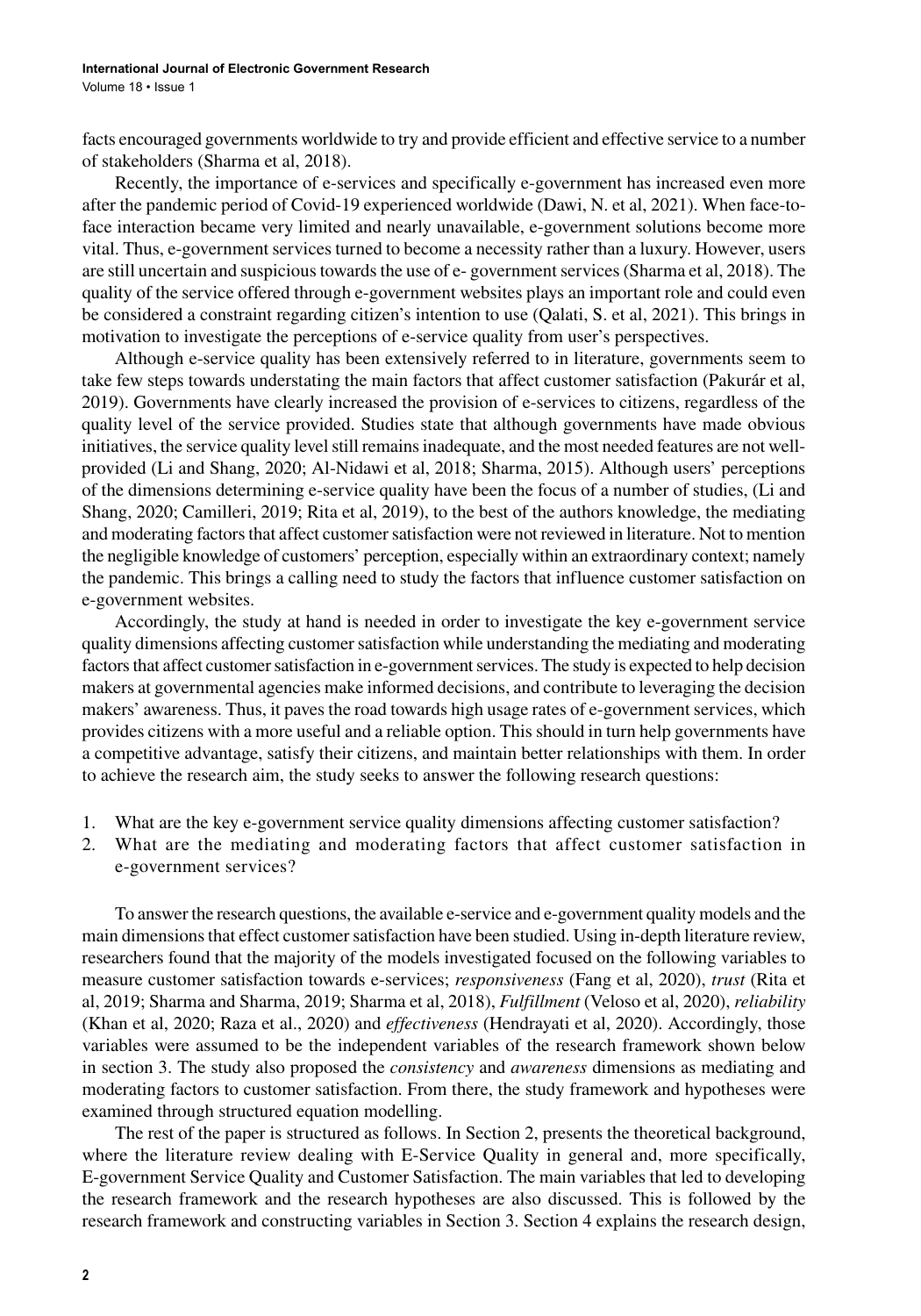facts encouraged governments worldwide to try and provide efficient and effective service to a number of stakeholders (Sharma et al, 2018).

Recently, the importance of e-services and specifically e-government has increased even more after the pandemic period of Covid-19 experienced worldwide (Dawi, N. et al, 2021). When face-to-face interaction became very limited and nearly unavailable, e-government solutions become more vital. Thus, e-government services turned to become a necessity rather than a luxury. However, users are still uncertain and suspicious towards the use of e- government services (Sharma et al, 2018). The quality of the service offered through e-government websites plays an important role and could even be considered a constraint regarding citizen's intention to use (Qalati, S. et al, 2021). This brings in motivation to investigate the perceptions of e-service quality from user's perspectives.

Although e-service quality has been extensively referred to in literature, governments seem to take few steps towards understating the main factors that affect customer satisfaction (Pakurár et al, 2019). Governments have clearly increased the provision of e-services to citizens, regardless of the quality level of the service provided. Studies state that although governments have made obvious initiatives, the service quality level still remains inadequate, and the most needed features are not well-provided (Li and Shang, 2020; Al-Nidawi et al, 2018; Sharma, 2015). Although users' perceptions of the dimensions determining e-service quality have been the focus of a number of studies, (Li and Shang, 2020; Camilleri, 2019; Rita et al, 2019), to the best of the authors knowledge, the mediating and moderating factors that affect customer satisfaction were not reviewed in literature. Not to mention the negligible knowledge of customers' perception, especially within an extraordinary context; namely the pandemic. This brings a calling need to study the factors that influence customer satisfaction on e-government websites.

Accordingly, the study at hand is needed in order to investigate the key e-government service quality dimensions affecting customer satisfaction while understanding the mediating and moderating factors that affect customer satisfaction in e-government services. The study is expected to help decision makers at governmental agencies make informed decisions, and contribute to leveraging the decision makers' awareness. Thus, it paves the road towards high usage rates of e-government services, which provides citizens with a more useful and a reliable option. This should in turn help governments have a competitive advantage, satisfy their citizens, and maintain better relationships with them. In order to achieve the research aim, the study seeks to answer the following research questions:

1. What are the key e-government service quality dimensions affecting customer satisfaction?
2. What are the mediating and moderating factors that affect customer satisfaction in e-government services?

To answer the research questions, the available e-service and e-government quality models and the main dimensions that effect customer satisfaction have been studied. Using in-depth literature review, researchers found that the majority of the models investigated focused on the following variables to measure customer satisfaction towards e-services; *responsiveness* (Fang et al, 2020), *trust* (Rita et al, 2019; Sharma and Sharma, 2019; Sharma et al, 2018), *Fulfillment* (Veloso et al, 2020), *reliability* (Khan et al, 2020; Raza et al., 2020) and *effectiveness* (Hendrayati et al, 2020). Accordingly, those variables were assumed to be the independent variables of the research framework shown below in section 3. The study also proposed the *consistency* and *awareness* dimensions as mediating and moderating factors to customer satisfaction. From there, the study framework and hypotheses were examined through structured equation modelling.

The rest of the paper is structured as follows. In Section 2, presents the theoretical background, where the literature review dealing with E-Service Quality in general and, more specifically, E-government Service Quality and Customer Satisfaction. The main variables that led to developing the research framework and the research hypotheses are also discussed. This is followed by the research framework and constructing variables in Section 3. Section 4 explains the research design,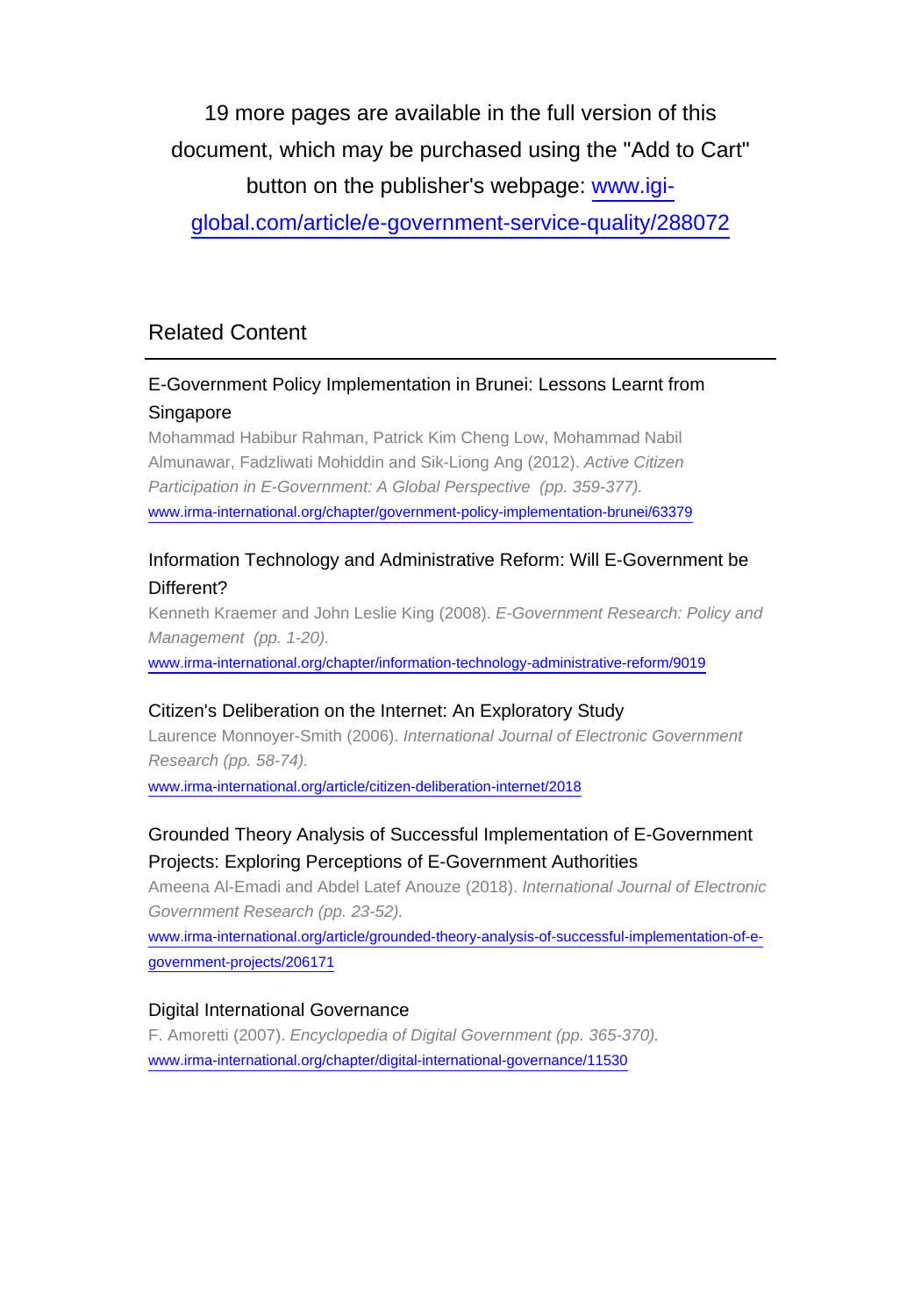19 more pages are available in the full version of this document, which may be purchased using the "Add to Cart" button on the publisher's webpage: [www.igi-global.com/article/e-government-service-quality/288072](www.igi-global.com/article/e-government-service-quality/288072)

## Related Content

### E-Government Policy Implementation in Brunei: Lessons Learnt from Singapore

Mohammad Habibur Rahman, Patrick Kim Cheng Low, Mohammad Nabil Almunawar, Fadzliwati Mohiddin and Sik-Liong Ang (2012). *Active Citizen Participation in E-Government: A Global Perspective (pp. 359-377).*

[www.irma-international.org/chapter/government-policy-implementation-brunei/63379](www.irma-international.org/chapter/government-policy-implementation-brunei/63379)

### Information Technology and Administrative Reform: Will E-Government be Different?

Kenneth Kraemer and John Leslie King (2008). *E-Government Research: Policy and Management (pp. 1-20).*

[www.irma-international.org/chapter/information-technology-administrative-reform/9019](www.irma-international.org/chapter/information-technology-administrative-reform/9019)

### Citizen's Deliberation on the Internet: An Exploratory Study

Laurence Monnoyer-Smith (2006). *International Journal of Electronic Government Research (pp. 58-74).*

[www.irma-international.org/article/citizen-deliberation-internet/2018](www.irma-international.org/article/citizen-deliberation-internet/2018)

### Grounded Theory Analysis of Successful Implementation of E-Government Projects: Exploring Perceptions of E-Government Authorities

Ameena Al-Emadi and Abdel Latef Anouze (2018). *International Journal of Electronic Government Research (pp. 23-52).*

[www.irma-international.org/article/grounded-theory-analysis-of-successful-implementation-of-e-government-projects/206171](www.irma-international.org/article/grounded-theory-analysis-of-successful-implementation-of-e-government-projects/206171)

### Digital International Governance

F. Amoretti (2007). *Encyclopedia of Digital Government (pp. 365-370).*

[www.irma-international.org/chapter/digital-international-governance/11530](www.irma-international.org/chapter/digital-international-governance/11530)